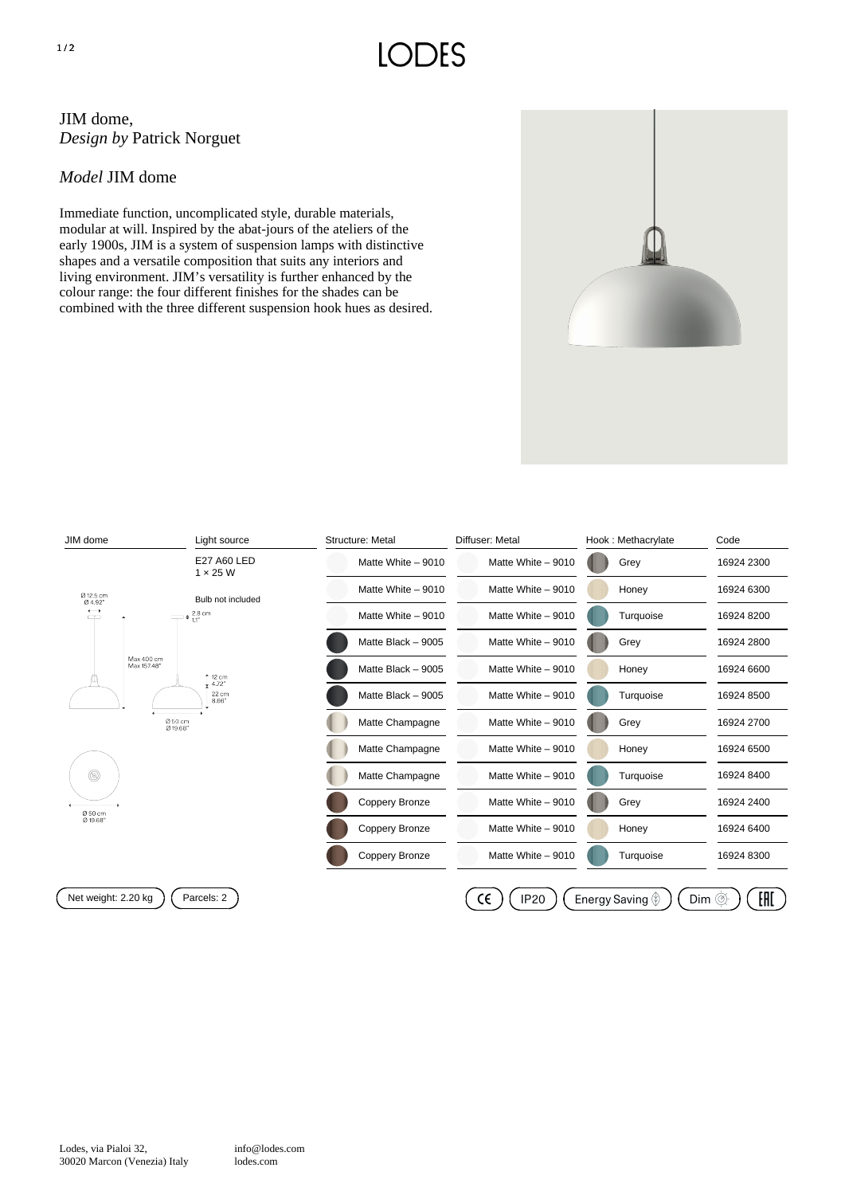# JIM dome,
*Design by* Patrick Norguet

## *Model* JIM dome

Immediate function, uncomplicated style, durable materials, modular at will. Inspired by the abat-jours of the ateliers of the early 1900s, JIM is a system of suspension lamps with distinctive shapes and a versatile composition that suits any interiors and living environment. JIM's versatility is further enhanced by the colour range: the four different finishes for the shades can be combined with the three different suspension hook hues as desired.

| JIM dome | Light source | Structure: Metal | Diffuser: Metal | Hook : Methacrylate | Code |
|---|---|---|---|---|---|
| | E27 A60 LED 1 × 25 W | Matte White – 9010 | Matte White – 9010 | Grey | 16924 2300 |
| | Bulb not included | Matte White – 9010 | Matte White – 9010 | Honey | 16924 6300 |
| | | Matte White – 9010 | Matte White – 9010 | Turquoise | 16924 8200 |
| | | Matte Black – 9005 | Matte White – 9010 | Grey | 16924 2800 |
| | | Matte Black – 9005 | Matte White – 9010 | Honey | 16924 6600 |
| | | Matte Black – 9005 | Matte White – 9010 | Turquoise | 16924 8500 |
| | | Matte Champagne | Matte White – 9010 | Grey | 16924 2700 |
| | | Matte Champagne | Matte White – 9010 | Honey | 16924 6500 |
| | | Matte Champagne | Matte White – 9010 | Turquoise | 16924 8400 |
| | | Coppery Bronze | Matte White – 9010 | Grey | 16924 2400 |
| | | Coppery Bronze | Matte White – 9010 | Honey | 16924 6400 |
| | | Coppery Bronze | Matte White – 9010 | Turquoise | 16924 8300 |

Ø 12.5 cm / Ø 4.92" — 2.8 cm / 1.1" — Max 400 cm / Max 157.48" — 12 cm / 4.72" — 22 cm / 8.66" — Ø 50 cm / Ø 19.68"

Net weight: 2.20 kg — Parcels: 2

CE — IP20 — Energy Saving — Dim — EAC

Lodes, via Pialoi 32,
30020 Marcon (Venezia) Italy

info@lodes.com
lodes.com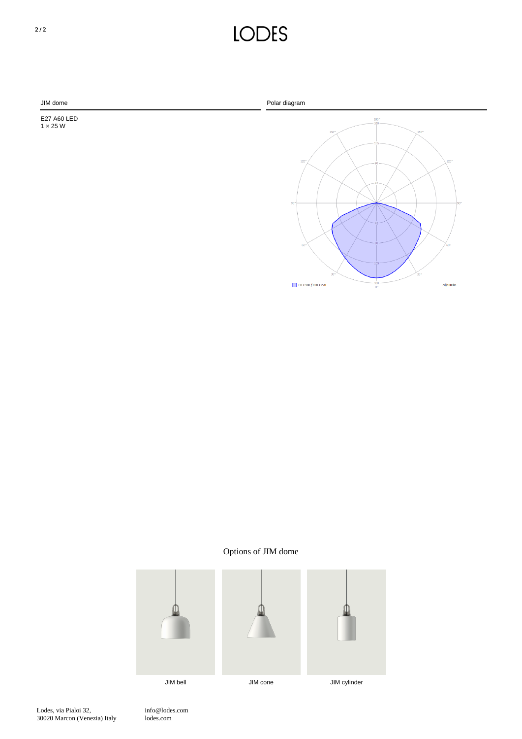JIM dome

E27 A60 LED
1 × 25 W

Polar diagram

180°
180
150°
150°
135
120°
120°
90
45
90°
90°
45
60°
60°
90
135
30°
30°
180
0°
C0-C180 / C90-C270
cd/1000lm

## Options of JIM dome

JIM bell

JIM cone

JIM cylinder

Lodes, via Pialoi 32,
30020 Marcon (Venezia) Italy

info@lodes.com
lodes.com